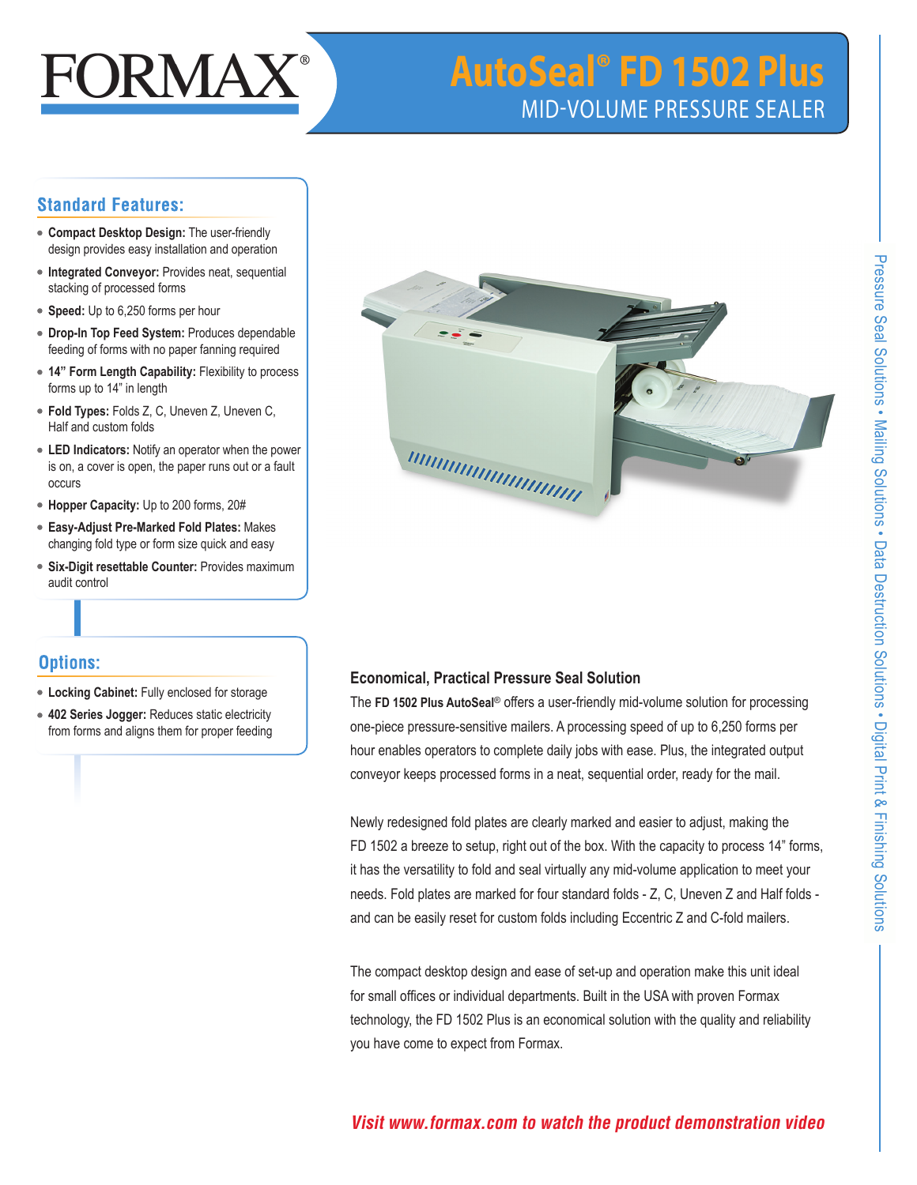FORMAX®

# AutoSeal® FD 1502 Plus

## MID-VOLUME PRESSURE SEALER

### Standard Features:

- **Compact Desktop Design:** The user-friendly design provides easy installation and operation
- **Integrated Conveyor:** Provides neat, sequential stacking of processed forms
- **Speed:** Up to 6,250 forms per hour
- **Drop-In Top Feed System:** Produces dependable feeding of forms with no paper fanning required
- **14" Form Length Capability:** Flexibility to process forms up to 14" in length
- **Fold Types:** Folds Z, C, Uneven Z, Uneven C, Half and custom folds
- **LED Indicators:** Notify an operator when the power is on, a cover is open, the paper runs out or a fault occurs
- **Hopper Capacity:** Up to 200 forms, 20#
- **Easy-Adjust Pre-Marked Fold Plates:** Makes changing fold type or form size quick and easy
- **Six-Digit resettable Counter:** Provides maximum audit control

### Options:

- **Locking Cabinet:** Fully enclosed for storage
- **402 Series Jogger:** Reduces static electricity from forms and aligns them for proper feeding

### Economical, Practical Pressure Seal Solution

The **FD 1502 Plus AutoSeal®** offers a user-friendly mid-volume solution for processing one-piece pressure-sensitive mailers. A processing speed of up to 6,250 forms per hour enables operators to complete daily jobs with ease. Plus, the integrated output conveyor keeps processed forms in a neat, sequential order, ready for the mail.

Newly redesigned fold plates are clearly marked and easier to adjust, making the FD 1502 a breeze to setup, right out of the box. With the capacity to process 14" forms, it has the versatility to fold and seal virtually any mid-volume application to meet your needs. Fold plates are marked for four standard folds - Z, C, Uneven Z and Half folds - and can be easily reset for custom folds including Eccentric Z and C-fold mailers.

The compact desktop design and ease of set-up and operation make this unit ideal for small offices or individual departments. Built in the USA with proven Formax technology, the FD 1502 Plus is an economical solution with the quality and reliability you have come to expect from Formax.

***Visit www.formax.com to watch the product demonstration video***

Pressure Seal Solutions • Mailing Solutions • Data Destruction Solutions • Digital Print & Finishing Solutions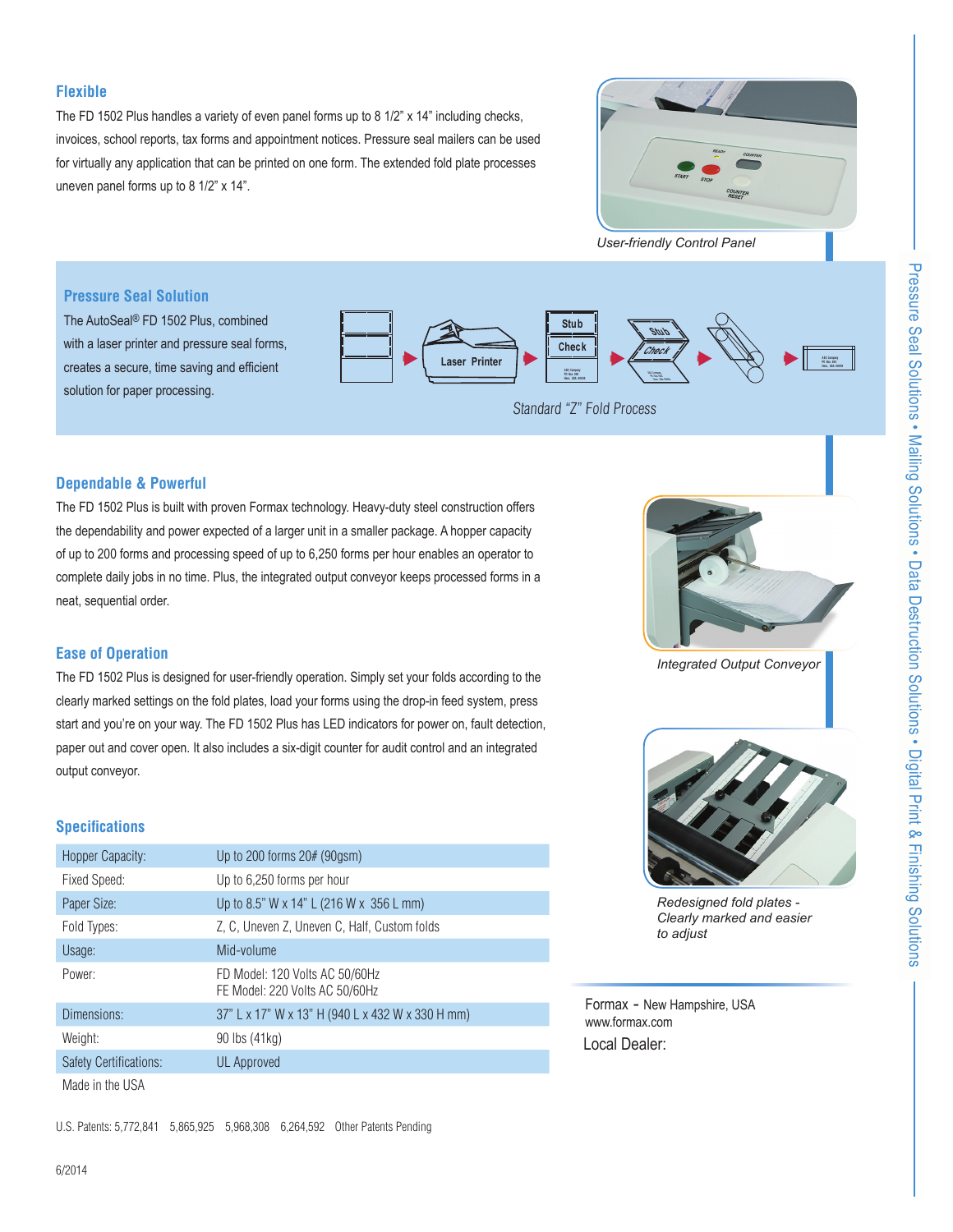## Flexible

The FD 1502 Plus handles a variety of even panel forms up to 8 1/2" x 14" including checks, invoices, school reports, tax forms and appointment notices. Pressure seal mailers can be used for virtually any application that can be printed on one form. The extended fold plate processes uneven panel forms up to 8 1/2" x 14".

*User-friendly Control Panel*

## Pressure Seal Solution

The AutoSeal® FD 1502 Plus, combined with a laser printer and pressure seal forms, creates a secure, time saving and efficient solution for paper processing.

Laser Printer

Stub

Check

Standard "Z" Fold Process

## Dependable & Powerful

The FD 1502 Plus is built with proven Formax technology. Heavy-duty steel construction offers the dependability and power expected of a larger unit in a smaller package. A hopper capacity of up to 200 forms and processing speed of up to 6,250 forms per hour enables an operator to complete daily jobs in no time. Plus, the integrated output conveyor keeps processed forms in a neat, sequential order.

*Integrated Output Conveyor*

## Ease of Operation

The FD 1502 Plus is designed for user-friendly operation. Simply set your folds according to the clearly marked settings on the fold plates, load your forms using the drop-in feed system, press start and you're on your way. The FD 1502 Plus has LED indicators for power on, fault detection, paper out and cover open. It also includes a six-digit counter for audit control and an integrated output conveyor.

*Redesigned fold plates - Clearly marked and easier to adjust*

## Specifications

| | |
|---|---|
| Hopper Capacity: | Up to 200 forms 20# (90gsm) |
| Fixed Speed: | Up to 6,250 forms per hour |
| Paper Size: | Up to 8.5" W x 14" L (216 W x 356 L mm) |
| Fold Types: | Z, C, Uneven Z, Uneven C, Half, Custom folds |
| Usage: | Mid-volume |
| Power: | FD Model: 120 Volts AC 50/60Hz<br>FE Model: 220 Volts AC 50/60Hz |
| Dimensions: | 37" L x 17" W x 13" H (940 L x 432 W x 330 H mm) |
| Weight: | 90 lbs (41kg) |
| Safety Certifications: | UL Approved |
| Made in the USA | |

U.S. Patents: 5,772,841 5,865,925 5,968,308 6,264,592 Other Patents Pending

6/2014

Formax - New Hampshire, USA
www.formax.com

Local Dealer:

Pressure Seal Solutions • Mailing Solutions • Data Destruction Solutions • Digital Print & Finishing Solutions